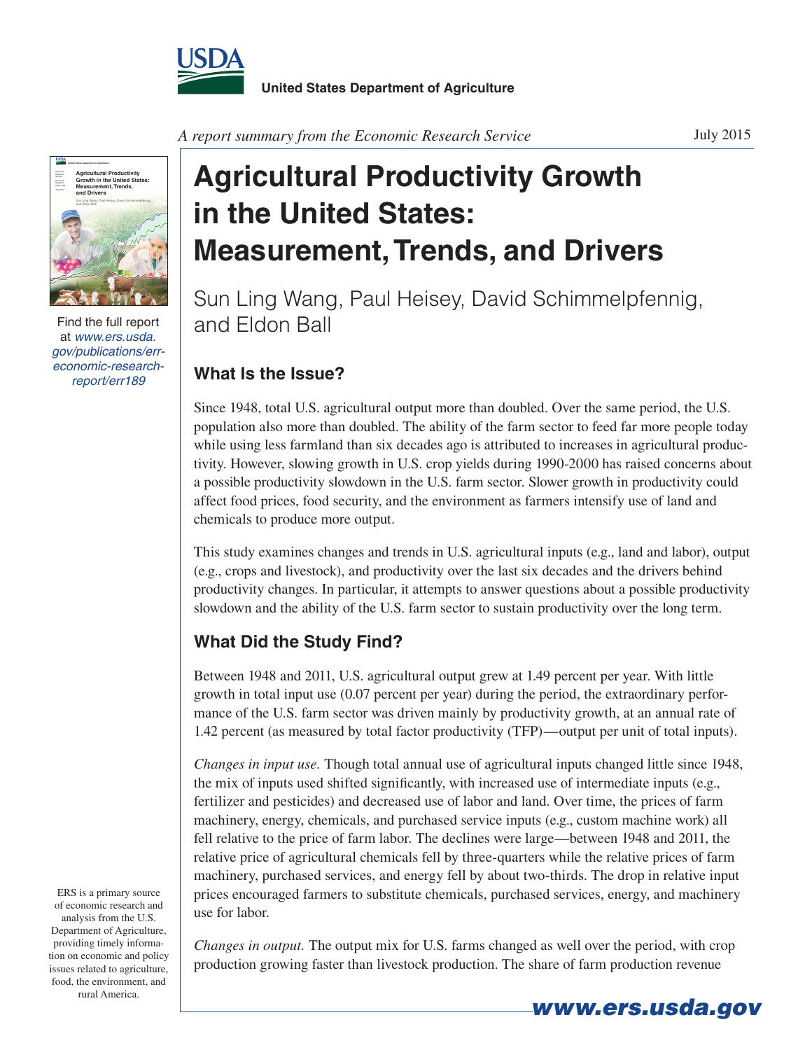United States Department of Agriculture

*A report summary from the Economic Research Service*

July 2015

Find the full report at *www.ers.usda.gov/publications/err-economic-research-report/err189*

# Agricultural Productivity Growth in the United States: Measurement, Trends, and Drivers

Sun Ling Wang, Paul Heisey, David Schimmelpfennig, and Eldon Ball

## What Is the Issue?

Since 1948, total U.S. agricultural output more than doubled. Over the same period, the U.S. population also more than doubled. The ability of the farm sector to feed far more people today while using less farmland than six decades ago is attributed to increases in agricultural productivity. However, slowing growth in U.S. crop yields during 1990-2000 has raised concerns about a possible productivity slowdown in the U.S. farm sector. Slower growth in productivity could affect food prices, food security, and the environment as farmers intensify use of land and chemicals to produce more output.

This study examines changes and trends in U.S. agricultural inputs (e.g., land and labor), output (e.g., crops and livestock), and productivity over the last six decades and the drivers behind productivity changes. In particular, it attempts to answer questions about a possible productivity slowdown and the ability of the U.S. farm sector to sustain productivity over the long term.

## What Did the Study Find?

Between 1948 and 2011, U.S. agricultural output grew at 1.49 percent per year. With little growth in total input use (0.07 percent per year) during the period, the extraordinary performance of the U.S. farm sector was driven mainly by productivity growth, at an annual rate of 1.42 percent (as measured by total factor productivity (TFP)—output per unit of total inputs).

*Changes in input use.* Though total annual use of agricultural inputs changed little since 1948, the mix of inputs used shifted significantly, with increased use of intermediate inputs (e.g., fertilizer and pesticides) and decreased use of labor and land. Over time, the prices of farm machinery, energy, chemicals, and purchased service inputs (e.g., custom machine work) all fell relative to the price of farm labor. The declines were large—between 1948 and 2011, the relative price of agricultural chemicals fell by three-quarters while the relative prices of farm machinery, purchased services, and energy fell by about two-thirds. The drop in relative input prices encouraged farmers to substitute chemicals, purchased services, energy, and machinery use for labor.

*Changes in output.* The output mix for U.S. farms changed as well over the period, with crop production growing faster than livestock production. The share of farm production revenue

ERS is a primary source of economic research and analysis from the U.S. Department of Agriculture, providing timely information on economic and policy issues related to agriculture, food, the environment, and rural America.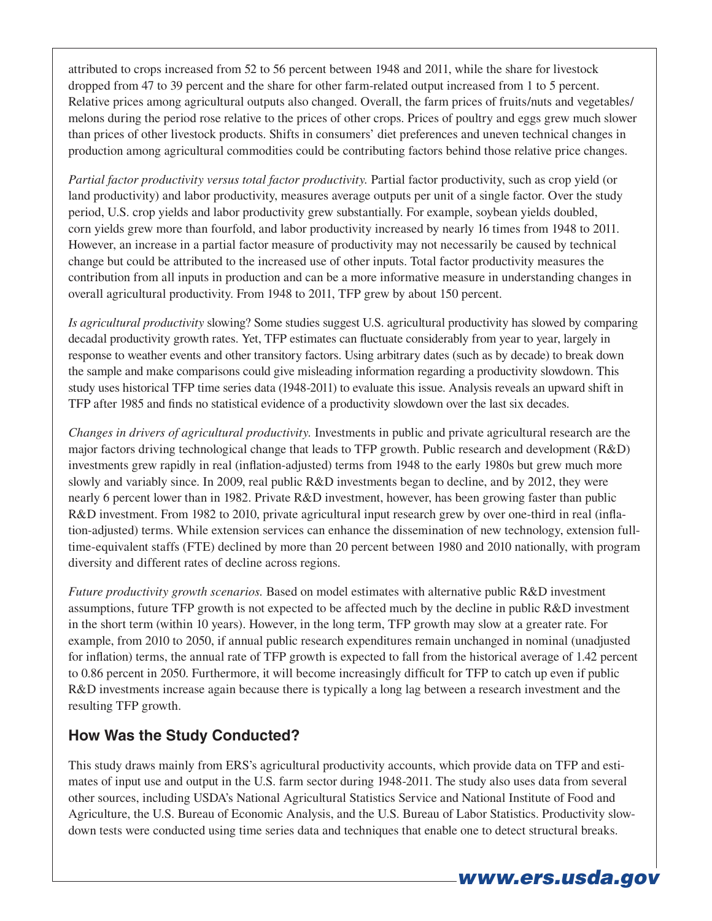attributed to crops increased from 52 to 56 percent between 1948 and 2011, while the share for livestock dropped from 47 to 39 percent and the share for other farm-related output increased from 1 to 5 percent. Relative prices among agricultural outputs also changed. Overall, the farm prices of fruits/nuts and vegetables/melons during the period rose relative to the prices of other crops. Prices of poultry and eggs grew much slower than prices of other livestock products. Shifts in consumers' diet preferences and uneven technical changes in production among agricultural commodities could be contributing factors behind those relative price changes.

*Partial factor productivity versus total factor productivity.* Partial factor productivity, such as crop yield (or land productivity) and labor productivity, measures average outputs per unit of a single factor. Over the study period, U.S. crop yields and labor productivity grew substantially. For example, soybean yields doubled, corn yields grew more than fourfold, and labor productivity increased by nearly 16 times from 1948 to 2011. However, an increase in a partial factor measure of productivity may not necessarily be caused by technical change but could be attributed to the increased use of other inputs. Total factor productivity measures the contribution from all inputs in production and can be a more informative measure in understanding changes in overall agricultural productivity. From 1948 to 2011, TFP grew by about 150 percent.

*Is agricultural productivity* slowing? Some studies suggest U.S. agricultural productivity has slowed by comparing decadal productivity growth rates. Yet, TFP estimates can fluctuate considerably from year to year, largely in response to weather events and other transitory factors. Using arbitrary dates (such as by decade) to break down the sample and make comparisons could give misleading information regarding a productivity slowdown. This study uses historical TFP time series data (1948-2011) to evaluate this issue. Analysis reveals an upward shift in TFP after 1985 and finds no statistical evidence of a productivity slowdown over the last six decades.

*Changes in drivers of agricultural productivity.* Investments in public and private agricultural research are the major factors driving technological change that leads to TFP growth. Public research and development (R&D) investments grew rapidly in real (inflation-adjusted) terms from 1948 to the early 1980s but grew much more slowly and variably since. In 2009, real public R&D investments began to decline, and by 2012, they were nearly 6 percent lower than in 1982. Private R&D investment, however, has been growing faster than public R&D investment. From 1982 to 2010, private agricultural input research grew by over one-third in real (inflation-adjusted) terms. While extension services can enhance the dissemination of new technology, extension full-time-equivalent staffs (FTE) declined by more than 20 percent between 1980 and 2010 nationally, with program diversity and different rates of decline across regions.

*Future productivity growth scenarios.* Based on model estimates with alternative public R&D investment assumptions, future TFP growth is not expected to be affected much by the decline in public R&D investment in the short term (within 10 years). However, in the long term, TFP growth may slow at a greater rate. For example, from 2010 to 2050, if annual public research expenditures remain unchanged in nominal (unadjusted for inflation) terms, the annual rate of TFP growth is expected to fall from the historical average of 1.42 percent to 0.86 percent in 2050. Furthermore, it will become increasingly difficult for TFP to catch up even if public R&D investments increase again because there is typically a long lag between a research investment and the resulting TFP growth.

## How Was the Study Conducted?

This study draws mainly from ERS's agricultural productivity accounts, which provide data on TFP and estimates of input use and output in the U.S. farm sector during 1948-2011. The study also uses data from several other sources, including USDA's National Agricultural Statistics Service and National Institute of Food and Agriculture, the U.S. Bureau of Economic Analysis, and the U.S. Bureau of Labor Statistics. Productivity slowdown tests were conducted using time series data and techniques that enable one to detect structural breaks.